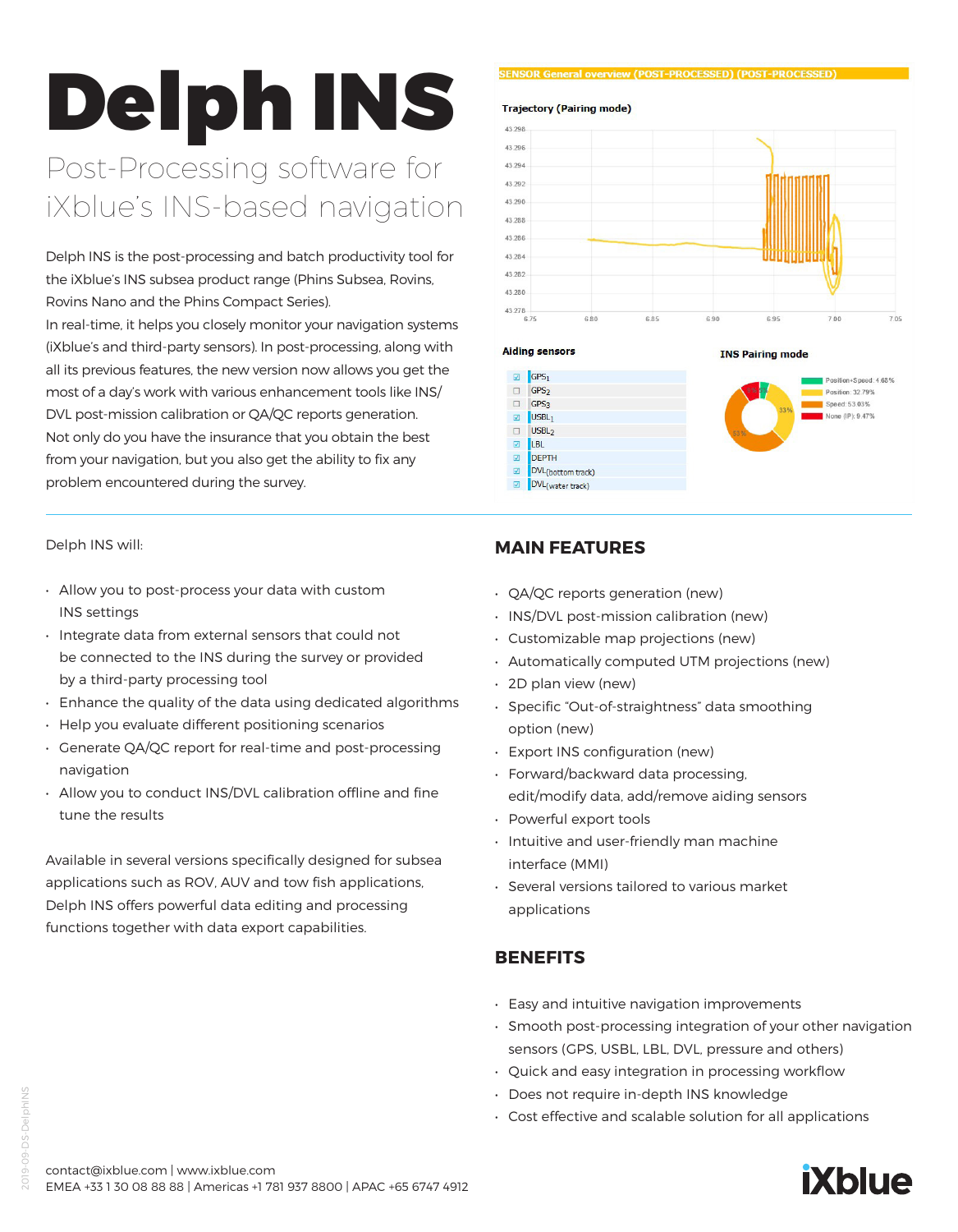# Delph INS

## Post-Processing software for iXblue's INS-based navigation

Delph INS is the post-processing and batch productivity tool for the iXblue's INS subsea product range (Phins Subsea, Rovins, Rovins Nano and the Phins Compact Series).
In real-time, it helps you closely monitor your navigation systems (iXblue's and third-party sensors). In post-processing, along with all its previous features, the new version now allows you get the most of a day's work with various enhancement tools like INS/DVL post-mission calibration or QA/QC reports generation.
Not only do you have the insurance that you obtain the best from your navigation, but you also get the ability to fix any problem encountered during the survey.

Delph INS will:

- Allow you to post-process your data with custom INS settings
- Integrate data from external sensors that could not be connected to the INS during the survey or provided by a third-party processing tool
- Enhance the quality of the data using dedicated algorithms
- Help you evaluate different positioning scenarios
- Generate QA/QC report for real-time and post-processing navigation
- Allow you to conduct INS/DVL calibration offline and fine tune the results

Available in several versions specifically designed for subsea applications such as ROV, AUV and tow fish applications, Delph INS offers powerful data editing and processing functions together with data export capabilities.

## MAIN FEATURES

- QA/QC reports generation (new)
- INS/DVL post-mission calibration (new)
- Customizable map projections (new)
- Automatically computed UTM projections (new)
- 2D plan view (new)
- Specific "Out-of-straightness" data smoothing option (new)
- Export INS configuration (new)
- Forward/backward data processing, edit/modify data, add/remove aiding sensors
- Powerful export tools
- Intuitive and user-friendly man machine interface (MMI)
- Several versions tailored to various market applications

## BENEFITS

- Easy and intuitive navigation improvements
- Smooth post-processing integration of your other navigation sensors (GPS, USBL, LBL, DVL, pressure and others)
- Quick and easy integration in processing workflow
- Does not require in-depth INS knowledge
- Cost effective and scalable solution for all applications

contact@ixblue.com | www.ixblue.com
EMEA +33 1 30 08 88 88 | Americas +1 781 937 8800 | APAC +65 6747 4912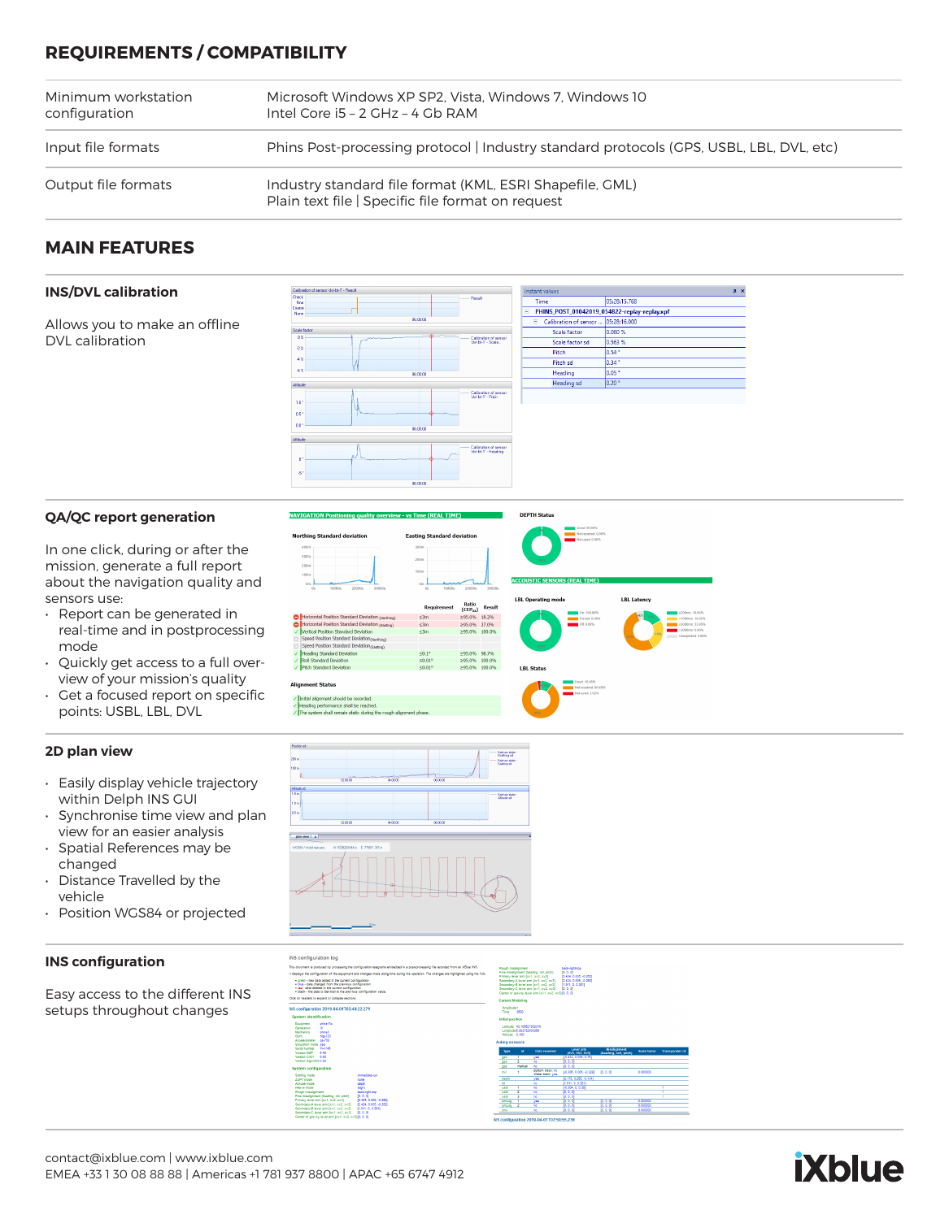## REQUIREMENTS / COMPATIBILITY

| | |
|---|---|
| Minimum workstation configuration | Microsoft Windows XP SP2, Vista, Windows 7, Windows 10<br>Intel Core i5 – 2 GHz – 4 Gb RAM |
| Input file formats | Phins Post-processing protocol \| Industry standard protocols (GPS, USBL, LBL, DVL, etc) |
| Output file formats | Industry standard file format (KML, ESRI Shapefile, GML)<br>Plain text file \| Specific file format on request |

## MAIN FEATURES

### INS/DVL calibration

Allows you to make an offline DVL calibration

### QA/QC report generation

In one click, during or after the mission, generate a full report about the navigation quality and sensors use:

- Report can be generated in real-time and in postprocessing mode
- Quickly get access to a full over-view of your mission's quality
- Get a focused report on specific points: USBL, LBL, DVL

### 2D plan view

- Easily display vehicle trajectory within Delph INS GUI
- Synchronise time view and plan view for an easier analysis
- Spatial References may be changed
- Distance Travelled by the vehicle
- Position WGS84 or projected

### INS configuration

Easy access to the different INS setups throughout changes

contact@ixblue.com | www.ixblue.com
EMEA +33 1 30 08 88 88 | Americas +1 781 937 8800 | APAC +65 6747 4912

iXblue